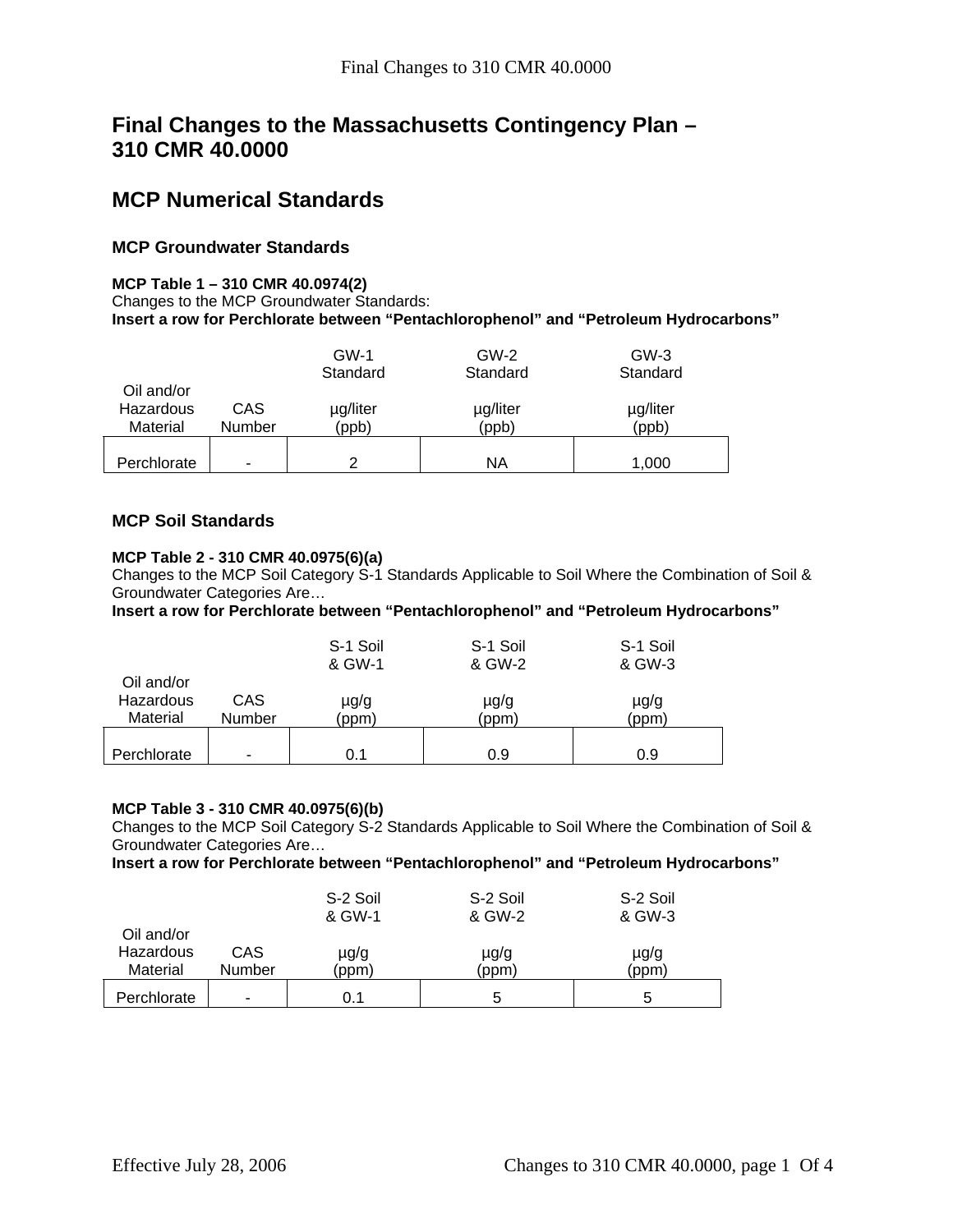# Final Changes to the Massachusetts Contingency Plan – 310 CMR 40.0000

## MCP Numerical Standards

### MCP Groundwater Standards

**MCP Table 1 – 310 CMR 40.0974(2)**
Changes to the MCP Groundwater Standards:
**Insert a row for Perchlorate between "Pentachlorophenol" and "Petroleum Hydrocarbons"**

| Oil and/or Hazardous Material | CAS Number | GW-1 Standard µg/liter (ppb) | GW-2 Standard µg/liter (ppb) | GW-3 Standard µg/liter (ppb) |
|---|---|---|---|---|
| Perchlorate | - | 2 | NA | 1,000 |

### MCP Soil Standards

**MCP Table 2 - 310 CMR 40.0975(6)(a)**
Changes to the MCP Soil Category S-1 Standards Applicable to Soil Where the Combination of Soil & Groundwater Categories Are…
**Insert a row for Perchlorate between "Pentachlorophenol" and "Petroleum Hydrocarbons"**

| Oil and/or Hazardous Material | CAS Number | S-1 Soil & GW-1 µg/g (ppm) | S-1 Soil & GW-2 µg/g (ppm) | S-1 Soil & GW-3 µg/g (ppm) |
|---|---|---|---|---|
| Perchlorate | - | 0.1 | 0.9 | 0.9 |

**MCP Table 3 - 310 CMR 40.0975(6)(b)**
Changes to the MCP Soil Category S-2 Standards Applicable to Soil Where the Combination of Soil & Groundwater Categories Are…
**Insert a row for Perchlorate between "Pentachlorophenol" and "Petroleum Hydrocarbons"**

| Oil and/or Hazardous Material | CAS Number | S-2 Soil & GW-1 µg/g (ppm) | S-2 Soil & GW-2 µg/g (ppm) | S-2 Soil & GW-3 µg/g (ppm) |
|---|---|---|---|---|
| Perchlorate | - | 0.1 | 5 | 5 |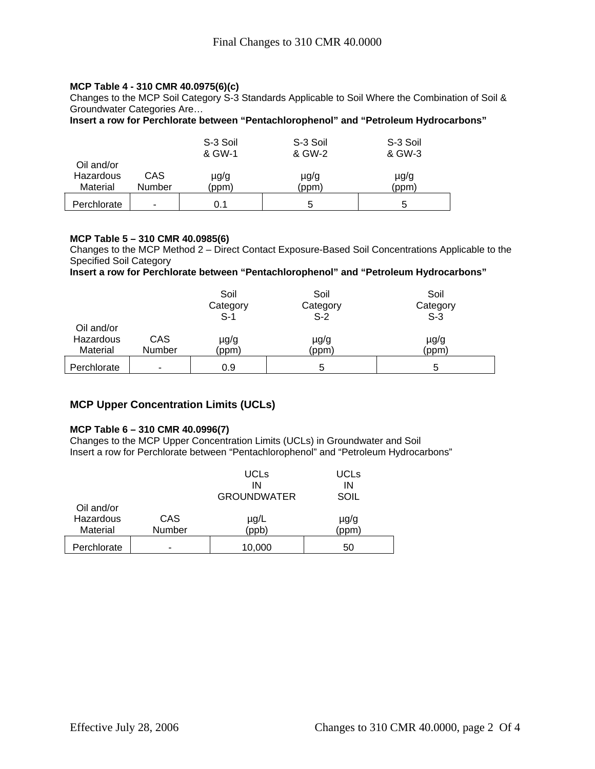**MCP Table 4 - 310 CMR 40.0975(6)(c)**

Changes to the MCP Soil Category S-3 Standards Applicable to Soil Where the Combination of Soil & Groundwater Categories Are…

**Insert a row for Perchlorate between "Pentachlorophenol" and "Petroleum Hydrocarbons"**

| Oil and/or Hazardous Material | CAS Number | S-3 Soil & GW-1 µg/g (ppm) | S-3 Soil & GW-2 µg/g (ppm) | S-3 Soil & GW-3 µg/g (ppm) |
|---|---|---|---|---|
| Perchlorate | - | 0.1 | 5 | 5 |

**MCP Table 5 – 310 CMR 40.0985(6)**

Changes to the MCP Method 2 – Direct Contact Exposure-Based Soil Concentrations Applicable to the Specified Soil Category

**Insert a row for Perchlorate between "Pentachlorophenol" and "Petroleum Hydrocarbons"**

| Oil and/or Hazardous Material | CAS Number | Soil Category S-1 µg/g (ppm) | Soil Category S-2 µg/g (ppm) | Soil Category S-3 µg/g (ppm) |
|---|---|---|---|---|
| Perchlorate | - | 0.9 | 5 | 5 |

## MCP Upper Concentration Limits (UCLs)

**MCP Table 6 – 310 CMR 40.0996(7)**

Changes to the MCP Upper Concentration Limits (UCLs) in Groundwater and Soil

Insert a row for Perchlorate between "Pentachlorophenol" and "Petroleum Hydrocarbons"

| Oil and/or Hazardous Material | CAS Number | UCLs IN GROUNDWATER µg/L (ppb) | UCLs IN SOIL µg/g (ppm) |
|---|---|---|---|
| Perchlorate | - | 10,000 | 50 |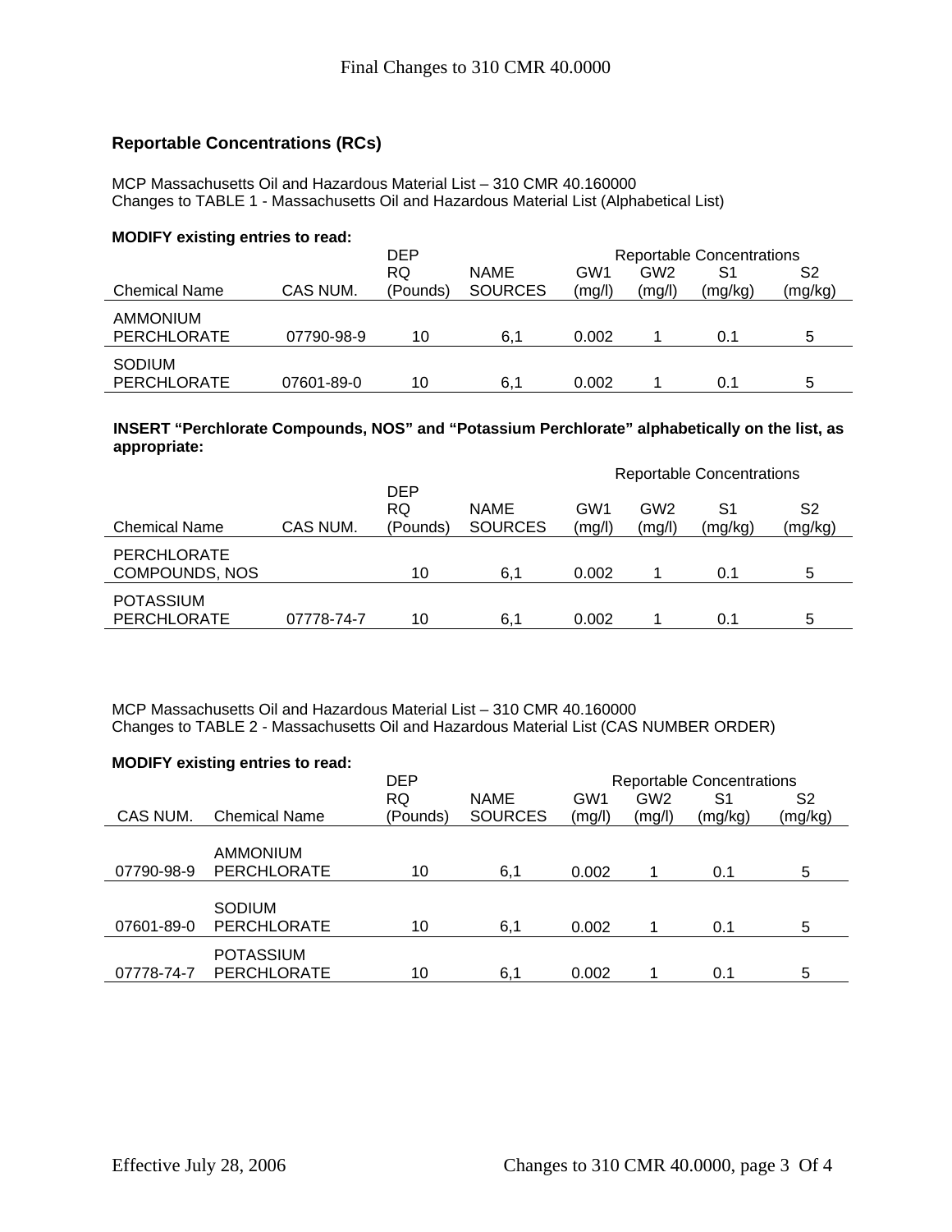### Reportable Concentrations (RCs)

MCP Massachusetts Oil and Hazardous Material List – 310 CMR 40.160000
Changes to TABLE 1 - Massachusetts Oil and Hazardous Material List (Alphabetical List)

**MODIFY existing entries to read:**

| Chemical Name | CAS NUM. | DEP RQ (Pounds) | NAME SOURCES | Reportable Concentrations GW1 (mg/l) | GW2 (mg/l) | S1 (mg/kg) | S2 (mg/kg) |
|---|---|---|---|---|---|---|---|
| AMMONIUM PERCHLORATE | 07790-98-9 | 10 | 6,1 | 0.002 | 1 | 0.1 | 5 |
| SODIUM PERCHLORATE | 07601-89-0 | 10 | 6,1 | 0.002 | 1 | 0.1 | 5 |

**INSERT "Perchlorate Compounds, NOS" and "Potassium Perchlorate" alphabetically on the list, as appropriate:**

| Chemical Name | CAS NUM. | DEP RQ (Pounds) | NAME SOURCES | Reportable Concentrations GW1 (mg/l) | GW2 (mg/l) | S1 (mg/kg) | S2 (mg/kg) |
|---|---|---|---|---|---|---|---|
| PERCHLORATE COMPOUNDS, NOS | | 10 | 6,1 | 0.002 | 1 | 0.1 | 5 |
| POTASSIUM PERCHLORATE | 07778-74-7 | 10 | 6,1 | 0.002 | 1 | 0.1 | 5 |

MCP Massachusetts Oil and Hazardous Material List – 310 CMR 40.160000
Changes to TABLE 2 - Massachusetts Oil and Hazardous Material List (CAS NUMBER ORDER)

**MODIFY existing entries to read:**

| CAS NUM. | Chemical Name | DEP RQ (Pounds) | NAME SOURCES | Reportable Concentrations GW1 (mg/l) | GW2 (mg/l) | S1 (mg/kg) | S2 (mg/kg) |
|---|---|---|---|---|---|---|---|
| 07790-98-9 | AMMONIUM PERCHLORATE | 10 | 6,1 | 0.002 | 1 | 0.1 | 5 |
| 07601-89-0 | SODIUM PERCHLORATE | 10 | 6,1 | 0.002 | 1 | 0.1 | 5 |
| 07778-74-7 | POTASSIUM PERCHLORATE | 10 | 6,1 | 0.002 | 1 | 0.1 | 5 |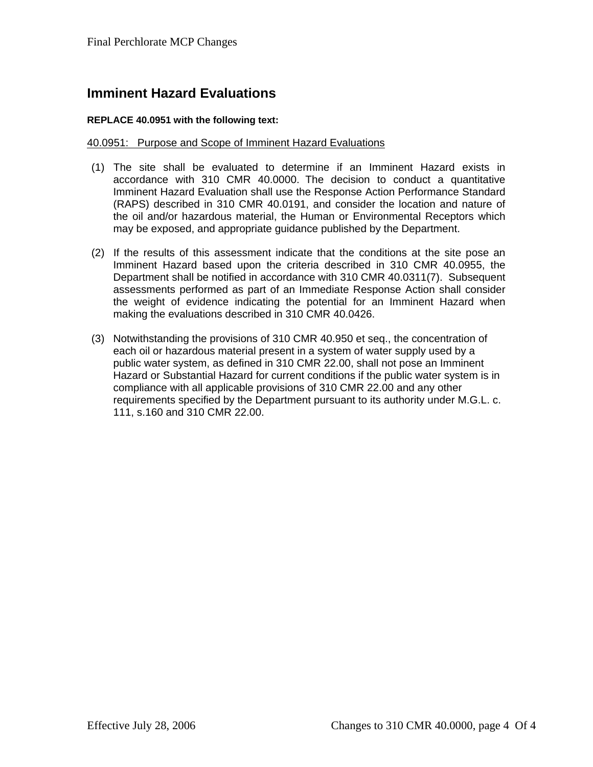## Imminent Hazard Evaluations

**REPLACE 40.0951 with the following text:**

40.0951: Purpose and Scope of Imminent Hazard Evaluations

(1) The site shall be evaluated to determine if an Imminent Hazard exists in accordance with 310 CMR 40.0000. The decision to conduct a quantitative Imminent Hazard Evaluation shall use the Response Action Performance Standard (RAPS) described in 310 CMR 40.0191, and consider the location and nature of the oil and/or hazardous material, the Human or Environmental Receptors which may be exposed, and appropriate guidance published by the Department.

(2) If the results of this assessment indicate that the conditions at the site pose an Imminent Hazard based upon the criteria described in 310 CMR 40.0955, the Department shall be notified in accordance with 310 CMR 40.0311(7). Subsequent assessments performed as part of an Immediate Response Action shall consider the weight of evidence indicating the potential for an Imminent Hazard when making the evaluations described in 310 CMR 40.0426.

(3) Notwithstanding the provisions of 310 CMR 40.950 et seq., the concentration of each oil or hazardous material present in a system of water supply used by a public water system, as defined in 310 CMR 22.00, shall not pose an Imminent Hazard or Substantial Hazard for current conditions if the public water system is in compliance with all applicable provisions of 310 CMR 22.00 and any other requirements specified by the Department pursuant to its authority under M.G.L. c. 111, s.160 and 310 CMR 22.00.